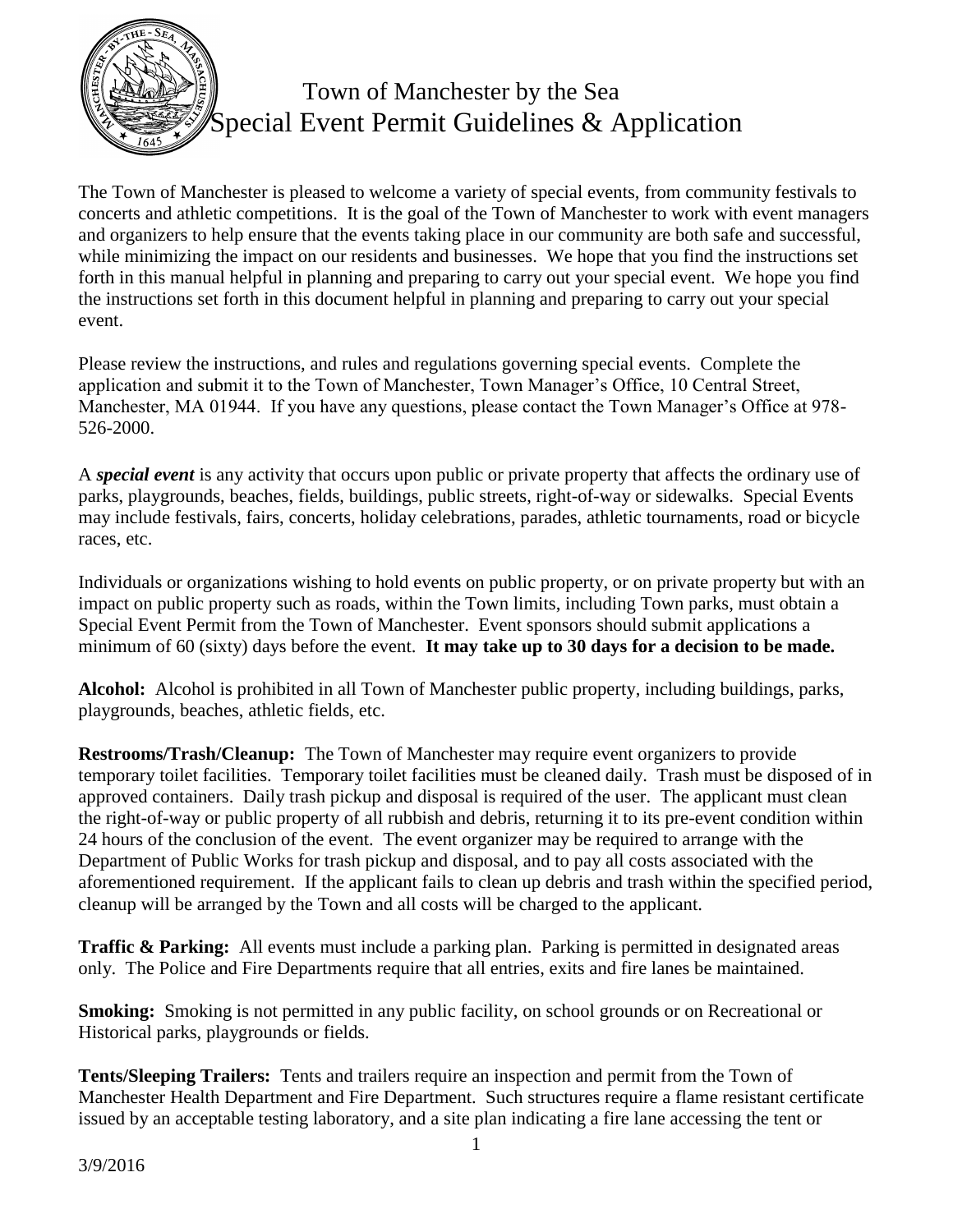# Town of Manchester by the Sea
# Special Event Permit Guidelines & Application

The Town of Manchester is pleased to welcome a variety of special events, from community festivals to concerts and athletic competitions. It is the goal of the Town of Manchester to work with event managers and organizers to help ensure that the events taking place in our community are both safe and successful, while minimizing the impact on our residents and businesses. We hope that you find the instructions set forth in this manual helpful in planning and preparing to carry out your special event. We hope you find the instructions set forth in this document helpful in planning and preparing to carry out your special event.

Please review the instructions, and rules and regulations governing special events. Complete the application and submit it to the Town of Manchester, Town Manager's Office, 10 Central Street, Manchester, MA 01944. If you have any questions, please contact the Town Manager's Office at 978-526-2000.

A ***special event*** is any activity that occurs upon public or private property that affects the ordinary use of parks, playgrounds, beaches, fields, buildings, public streets, right-of-way or sidewalks. Special Events may include festivals, fairs, concerts, holiday celebrations, parades, athletic tournaments, road or bicycle races, etc.

Individuals or organizations wishing to hold events on public property, or on private property but with an impact on public property such as roads, within the Town limits, including Town parks, must obtain a Special Event Permit from the Town of Manchester. Event sponsors should submit applications a minimum of 60 (sixty) days before the event. **It may take up to 30 days for a decision to be made.**

**Alcohol:** Alcohol is prohibited in all Town of Manchester public property, including buildings, parks, playgrounds, beaches, athletic fields, etc.

**Restrooms/Trash/Cleanup:** The Town of Manchester may require event organizers to provide temporary toilet facilities. Temporary toilet facilities must be cleaned daily. Trash must be disposed of in approved containers. Daily trash pickup and disposal is required of the user. The applicant must clean the right-of-way or public property of all rubbish and debris, returning it to its pre-event condition within 24 hours of the conclusion of the event. The event organizer may be required to arrange with the Department of Public Works for trash pickup and disposal, and to pay all costs associated with the aforementioned requirement. If the applicant fails to clean up debris and trash within the specified period, cleanup will be arranged by the Town and all costs will be charged to the applicant.

**Traffic & Parking:** All events must include a parking plan. Parking is permitted in designated areas only. The Police and Fire Departments require that all entries, exits and fire lanes be maintained.

**Smoking:** Smoking is not permitted in any public facility, on school grounds or on Recreational or Historical parks, playgrounds or fields.

**Tents/Sleeping Trailers:** Tents and trailers require an inspection and permit from the Town of Manchester Health Department and Fire Department. Such structures require a flame resistant certificate issued by an acceptable testing laboratory, and a site plan indicating a fire lane accessing the tent or

3/9/2016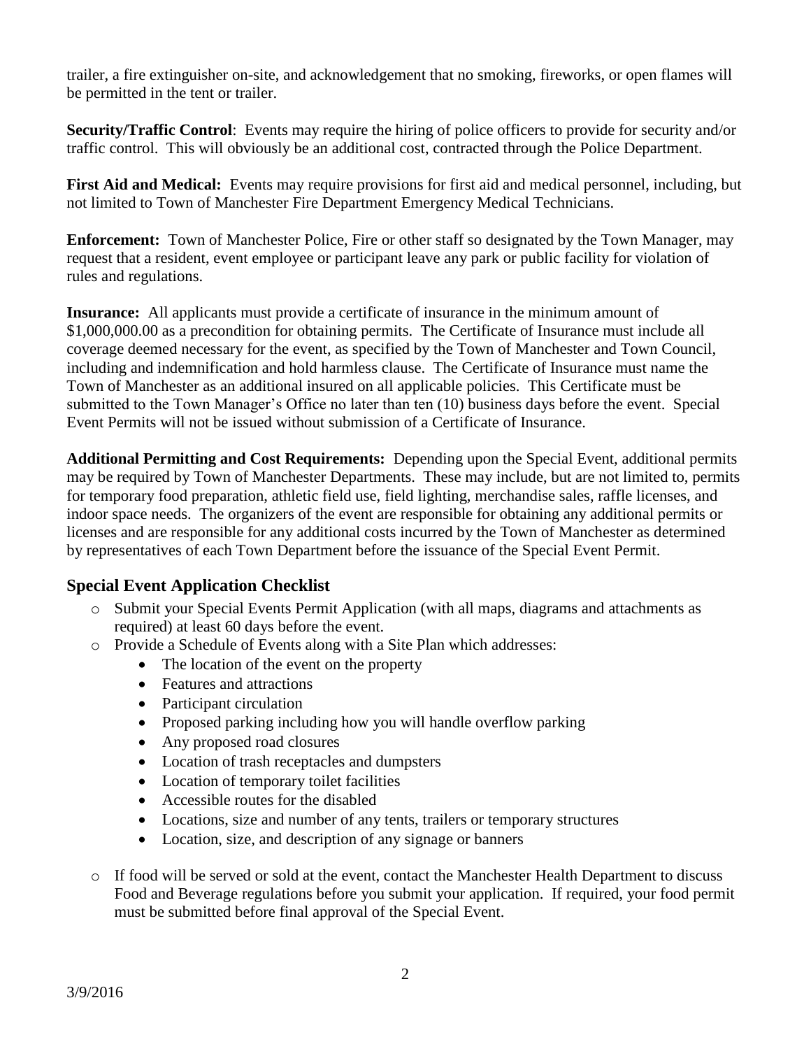trailer, a fire extinguisher on-site, and acknowledgement that no smoking, fireworks, or open flames will be permitted in the tent or trailer.

**Security/Traffic Control**: Events may require the hiring of police officers to provide for security and/or traffic control. This will obviously be an additional cost, contracted through the Police Department.

**First Aid and Medical:** Events may require provisions for first aid and medical personnel, including, but not limited to Town of Manchester Fire Department Emergency Medical Technicians.

**Enforcement:** Town of Manchester Police, Fire or other staff so designated by the Town Manager, may request that a resident, event employee or participant leave any park or public facility for violation of rules and regulations.

**Insurance:** All applicants must provide a certificate of insurance in the minimum amount of $1,000,000.00 as a precondition for obtaining permits. The Certificate of Insurance must include all coverage deemed necessary for the event, as specified by the Town of Manchester and Town Council, including and indemnification and hold harmless clause. The Certificate of Insurance must name the Town of Manchester as an additional insured on all applicable policies. This Certificate must be submitted to the Town Manager's Office no later than ten (10) business days before the event. Special Event Permits will not be issued without submission of a Certificate of Insurance.

**Additional Permitting and Cost Requirements:** Depending upon the Special Event, additional permits may be required by Town of Manchester Departments. These may include, but are not limited to, permits for temporary food preparation, athletic field use, field lighting, merchandise sales, raffle licenses, and indoor space needs. The organizers of the event are responsible for obtaining any additional permits or licenses and are responsible for any additional costs incurred by the Town of Manchester as determined by representatives of each Town Department before the issuance of the Special Event Permit.

## Special Event Application Checklist

- Submit your Special Events Permit Application (with all maps, diagrams and attachments as required) at least 60 days before the event.
- Provide a Schedule of Events along with a Site Plan which addresses:
  - The location of the event on the property
  - Features and attractions
  - Participant circulation
  - Proposed parking including how you will handle overflow parking
  - Any proposed road closures
  - Location of trash receptacles and dumpsters
  - Location of temporary toilet facilities
  - Accessible routes for the disabled
  - Locations, size and number of any tents, trailers or temporary structures
  - Location, size, and description of any signage or banners
- If food will be served or sold at the event, contact the Manchester Health Department to discuss Food and Beverage regulations before you submit your application. If required, your food permit must be submitted before final approval of the Special Event.

3/9/2016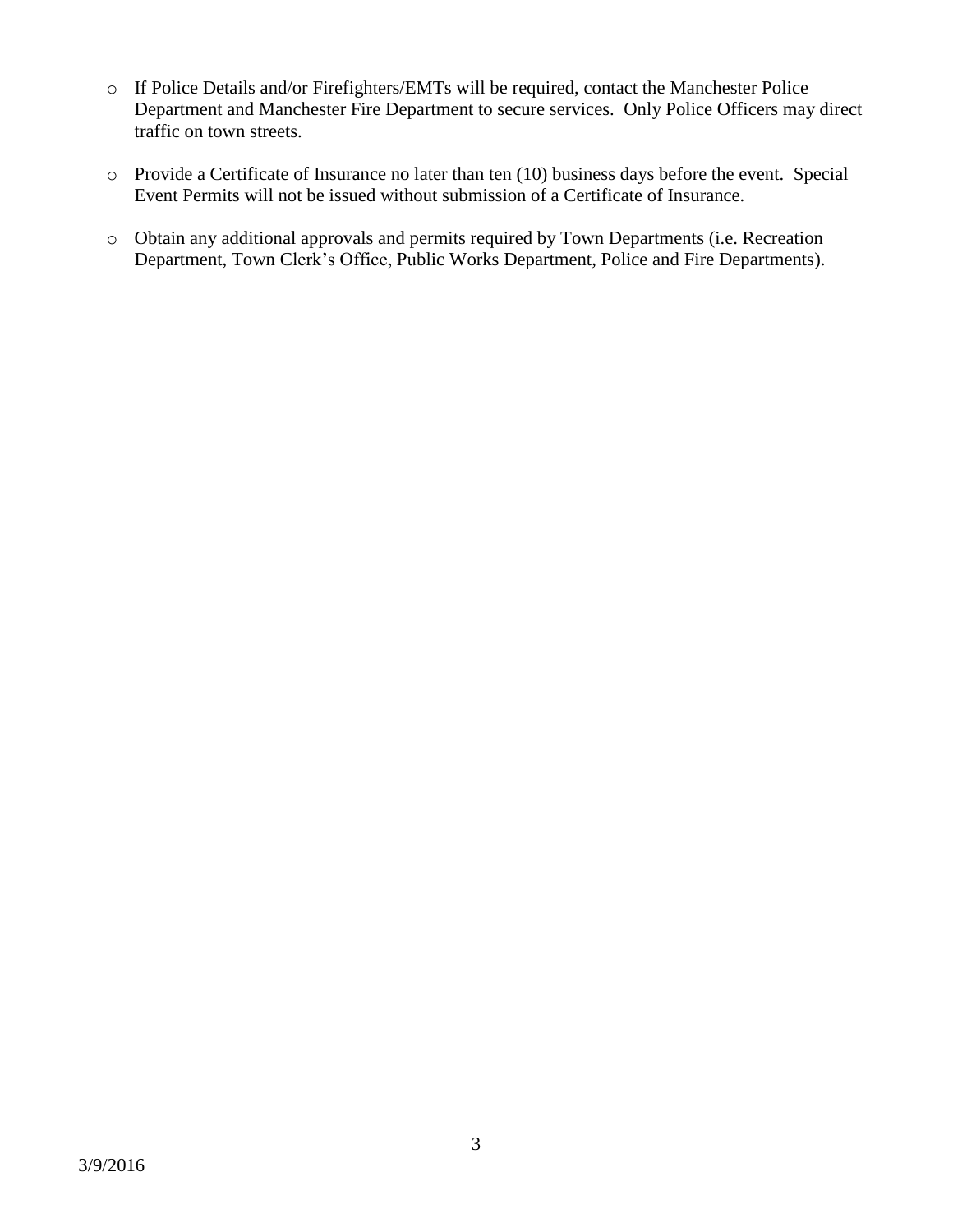- If Police Details and/or Firefighters/EMTs will be required, contact the Manchester Police Department and Manchester Fire Department to secure services. Only Police Officers may direct traffic on town streets.

- Provide a Certificate of Insurance no later than ten (10) business days before the event. Special Event Permits will not be issued without submission of a Certificate of Insurance.

- Obtain any additional approvals and permits required by Town Departments (i.e. Recreation Department, Town Clerk's Office, Public Works Department, Police and Fire Departments).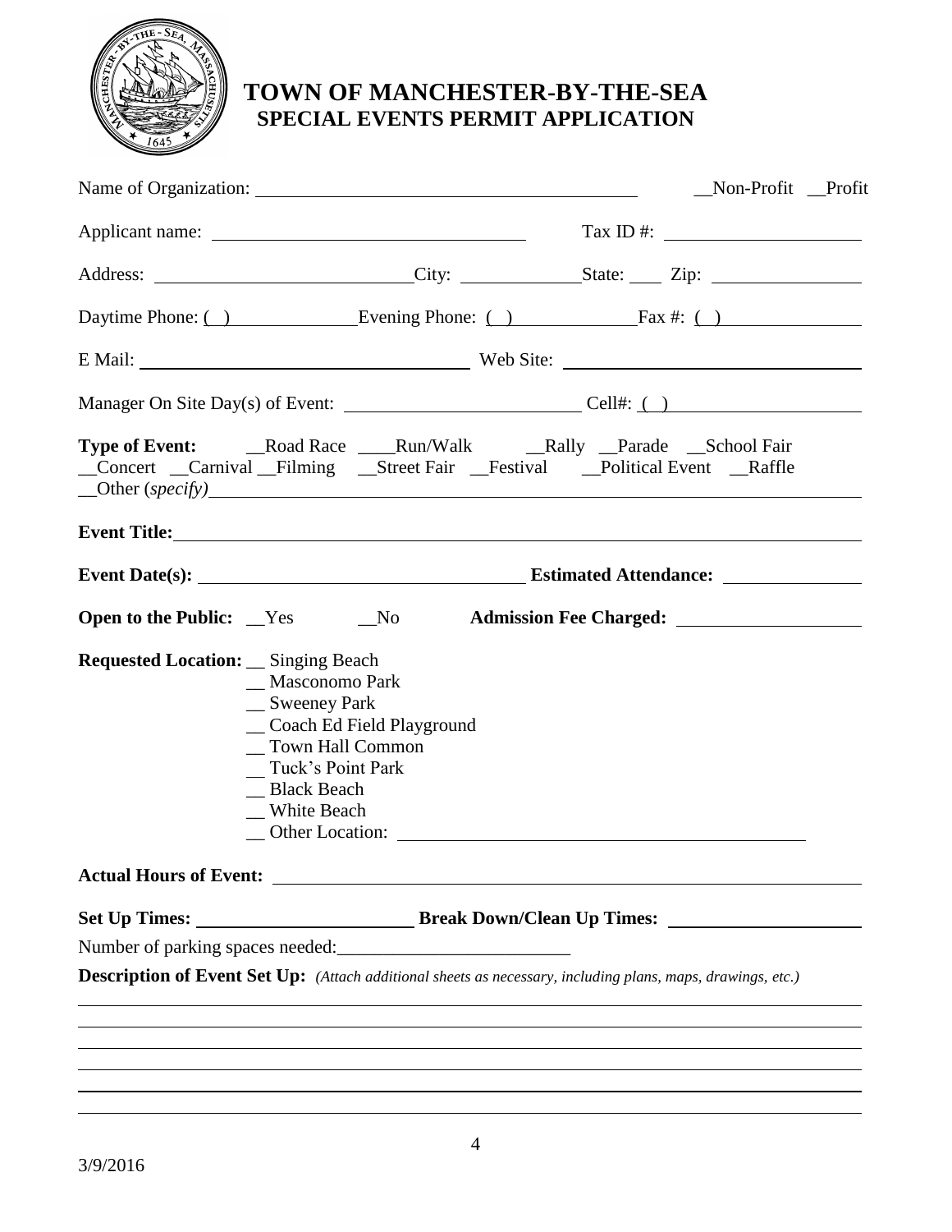# TOWN OF MANCHESTER-BY-THE-SEA
## SPECIAL EVENTS PERMIT APPLICATION

Name of Organization: ________________________________________ __Non-Profit __Profit

Applicant name: ________________________________ Tax ID #: ____________________

Address: __________________________City: ____________State: ____ Zip: ______________

Daytime Phone: ( ) ______________Evening Phone: ( ) ______________Fax #: ( ) ______________

E Mail: ________________________________ Web Site: ________________________________

Manager On Site Day(s) of Event: ________________________ Cell#: ( ) ____________________

**Type of Event:** __Road Race ____Run/Walk __Rally __Parade __School Fair
__Concert __Carnival __Filming __Street Fair __Festival __Political Event __Raffle
__Other (*specify*)________________________________________________________________

**Event Title:**________________________________________________________________

**Event Date(s):** ________________________________ **Estimated Attendance:** ______________

**Open to the Public:** __Yes __No **Admission Fee Charged:** __________________

**Requested Location:** __ Singing Beach
__ Masconomo Park
__ Sweeney Park
__ Coach Ed Field Playground
__ Town Hall Common
__ Tuck's Point Park
__ Black Beach
__ White Beach
__ Other Location: ________________________________________

**Actual Hours of Event:** ________________________________________________________________

**Set Up Times:** ______________________ **Break Down/Clean Up Times:** ____________________

Number of parking spaces needed:________________________

**Description of Event Set Up:** *(Attach additional sheets as necessary, including plans, maps, drawings, etc.)*

________________________________________________________________________________

________________________________________________________________________________

________________________________________________________________________________

________________________________________________________________________________

________________________________________________________________________________

________________________________________________________________________________

3/9/2016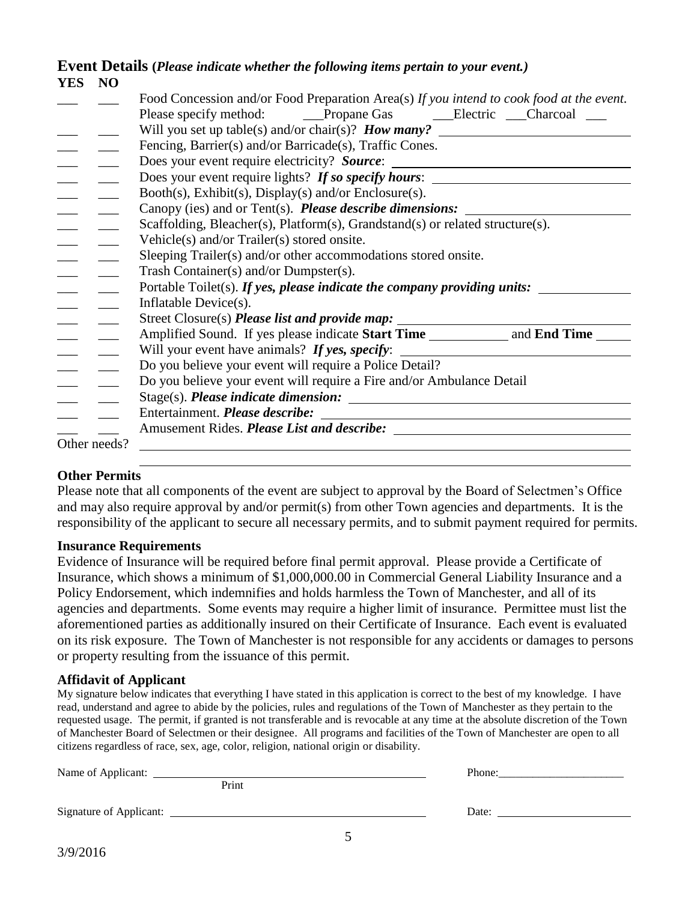## Event Details (*Please indicate whether the following items pertain to your event.*)

| YES | NO | |
|---|---|---|
| ___ | ___ | Food Concession and/or Food Preparation Area(s) *If you intend to cook food at the event.* Please specify method: ___Propane Gas ___Electric ___Charcoal ___ |
| ___ | ___ | Will you set up table(s) and/or chair(s)? ***How many?*** ____________ |
| ___ | ___ | Fencing, Barrier(s) and/or Barricade(s), Traffic Cones. |
| ___ | ___ | Does your event require electricity? ***Source***: ____________ |
| ___ | ___ | Does your event require lights? ***If so specify hours***: ____________ |
| ___ | ___ | Booth(s), Exhibit(s), Display(s) and/or Enclosure(s). |
| ___ | ___ | Canopy (ies) and or Tent(s). ***Please describe dimensions:*** ____________ |
| ___ | ___ | Scaffolding, Bleacher(s), Platform(s), Grandstand(s) or related structure(s). |
| ___ | ___ | Vehicle(s) and/or Trailer(s) stored onsite. |
| ___ | ___ | Sleeping Trailer(s) and/or other accommodations stored onsite. |
| ___ | ___ | Trash Container(s) and/or Dumpster(s). |
| ___ | ___ | Portable Toilet(s). ***If yes, please indicate the company providing units:*** ____________ |
| ___ | ___ | Inflatable Device(s). |
| ___ | ___ | Street Closure(s) ***Please list and provide map:*** ____________ |
| ___ | ___ | Amplified Sound. If yes please indicate **Start Time** ____________ and **End Time** ______ |
| ___ | ___ | Will your event have animals? ***If yes, specify***: ____________ |
| ___ | ___ | Do you believe your event will require a Police Detail? |
| ___ | ___ | Do you believe your event will require a Fire and/or Ambulance Detail |
| ___ | ___ | Stage(s). ***Please indicate dimension:*** ____________ |
| ___ | ___ | Entertainment. ***Please describe:*** ____________ |
| ___ | ___ | Amusement Rides. ***Please List and describe:*** ____________ |

Other needs? ____________________________________________

____________________________________________

### Other Permits

Please note that all components of the event are subject to approval by the Board of Selectmen's Office and may also require approval by and/or permit(s) from other Town agencies and departments. It is the responsibility of the applicant to secure all necessary permits, and to submit payment required for permits.

### Insurance Requirements

Evidence of Insurance will be required before final permit approval. Please provide a Certificate of Insurance, which shows a minimum of $1,000,000.00 in Commercial General Liability Insurance and a Policy Endorsement, which indemnifies and holds harmless the Town of Manchester, and all of its agencies and departments. Some events may require a higher limit of insurance. Permittee must list the aforementioned parties as additionally insured on their Certificate of Insurance. Each event is evaluated on its risk exposure. The Town of Manchester is not responsible for any accidents or damages to persons or property resulting from the issuance of this permit.

### Affidavit of Applicant

My signature below indicates that everything I have stated in this application is correct to the best of my knowledge. I have read, understand and agree to abide by the policies, rules and regulations of the Town of Manchester as they pertain to the requested usage. The permit, if granted is not transferable and is revocable at any time at the absolute discretion of the Town of Manchester Board of Selectmen or their designee. All programs and facilities of the Town of Manchester are open to all citizens regardless of race, sex, age, color, religion, national origin or disability.

Name of Applicant: ______________________________ Phone: ______________________
Print

Signature of Applicant: ______________________________ Date: ______________________

3/9/2016